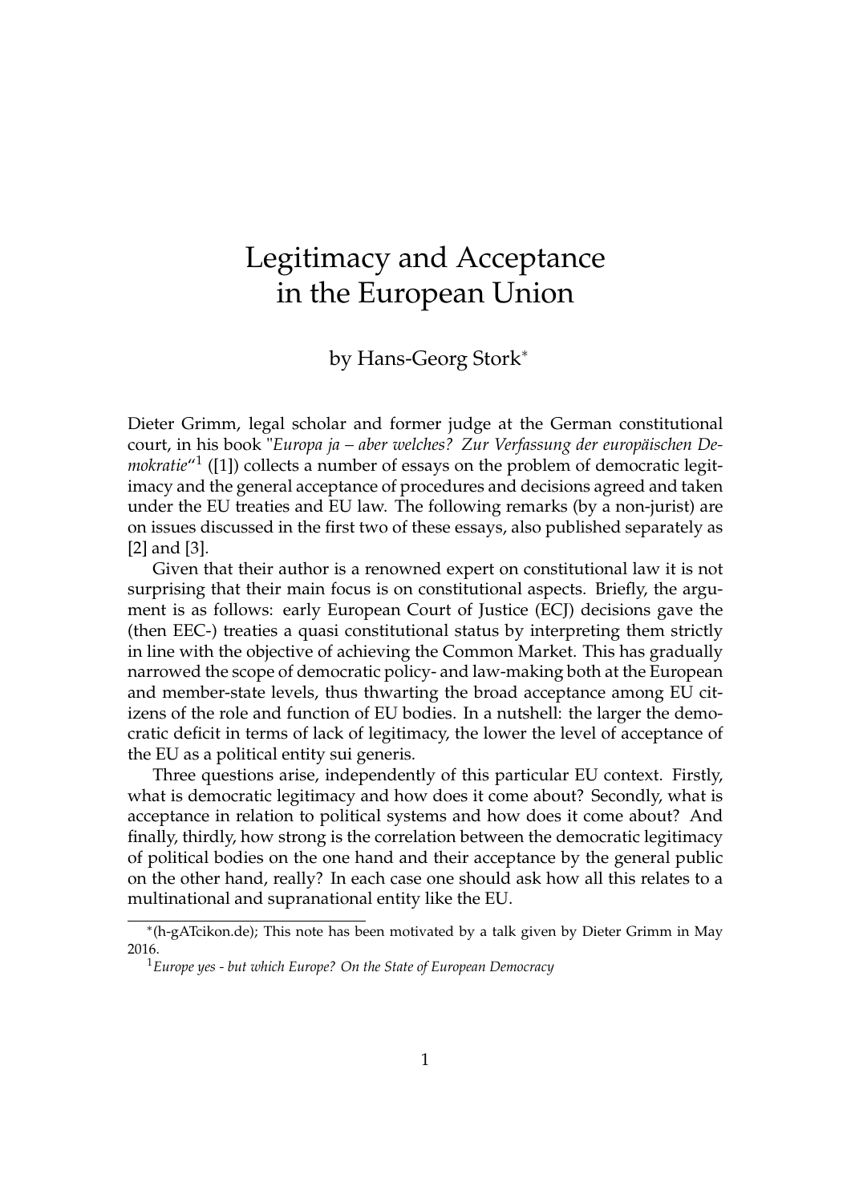# Legitimacy and Acceptance in the European Union

by Hans-Georg Stork*

Dieter Grimm, legal scholar and former judge at the German constitutional court, in his book "*Europa ja – aber welches? Zur Verfassung der europäischen Demokratie*"[1] ([1]) collects a number of essays on the problem of democratic legitimacy and the general acceptance of procedures and decisions agreed and taken under the EU treaties and EU law. The following remarks (by a non-jurist) are on issues discussed in the first two of these essays, also published separately as [2] and [3].

Given that their author is a renowned expert on constitutional law it is not surprising that their main focus is on constitutional aspects. Briefly, the argument is as follows: early European Court of Justice (ECJ) decisions gave the (then EEC-) treaties a quasi constitutional status by interpreting them strictly in line with the objective of achieving the Common Market. This has gradually narrowed the scope of democratic policy- and law-making both at the European and member-state levels, thus thwarting the broad acceptance among EU citizens of the role and function of EU bodies. In a nutshell: the larger the democratic deficit in terms of lack of legitimacy, the lower the level of acceptance of the EU as a political entity sui generis.

Three questions arise, independently of this particular EU context. Firstly, what is democratic legitimacy and how does it come about? Secondly, what is acceptance in relation to political systems and how does it come about? And finally, thirdly, how strong is the correlation between the democratic legitimacy of political bodies on the one hand and their acceptance by the general public on the other hand, really? In each case one should ask how all this relates to a multinational and supranational entity like the EU.

---

*(h-gATcikon.de); This note has been motivated by a talk given by Dieter Grimm in May 2016.

[1] *Europe yes - but which Europe? On the State of European Democracy*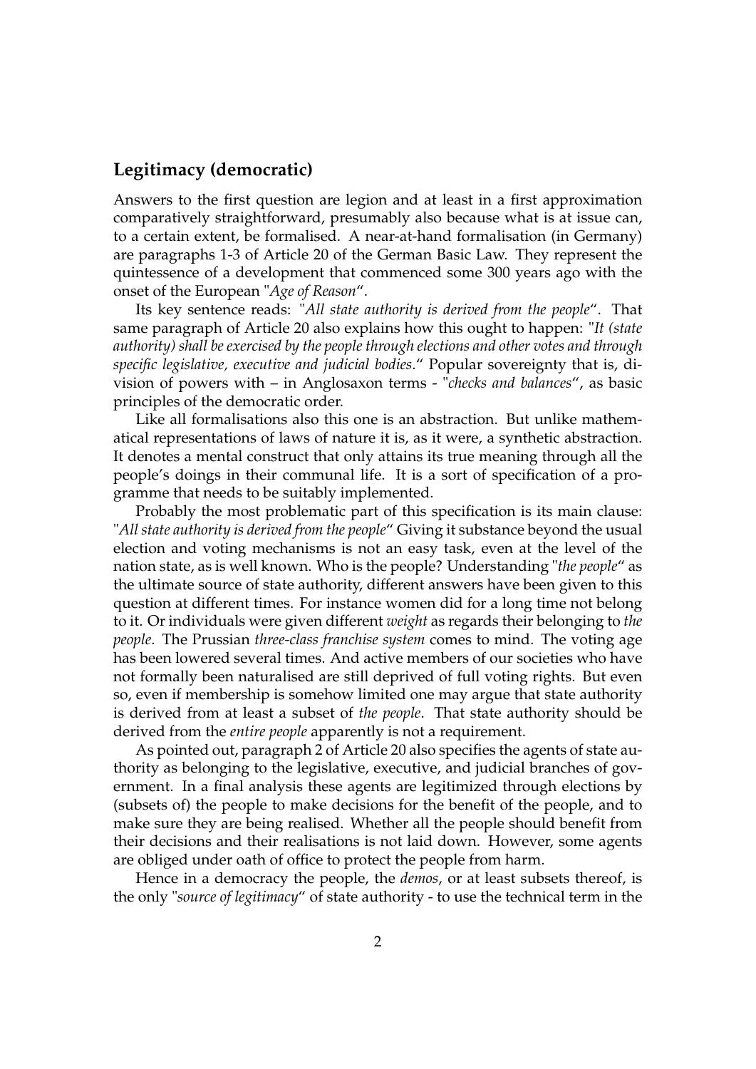## Legitimacy (democratic)

Answers to the first question are legion and at least in a first approximation comparatively straightforward, presumably also because what is at issue can, to a certain extent, be formalised. A near-at-hand formalisation (in Germany) are paragraphs 1-3 of Article 20 of the German Basic Law. They represent the quintessence of a development that commenced some 300 years ago with the onset of the European "*Age of Reason*".

Its key sentence reads: "*All state authority is derived from the people*". That same paragraph of Article 20 also explains how this ought to happen: "*It (state authority) shall be exercised by the people through elections and other votes and through specific legislative, executive and judicial bodies*." Popular sovereignty that is, division of powers with – in Anglosaxon terms - "*checks and balances*", as basic principles of the democratic order.

Like all formalisations also this one is an abstraction. But unlike mathematical representations of laws of nature it is, as it were, a synthetic abstraction. It denotes a mental construct that only attains its true meaning through all the people's doings in their communal life. It is a sort of specification of a programme that needs to be suitably implemented.

Probably the most problematic part of this specification is its main clause: "*All state authority is derived from the people*" Giving it substance beyond the usual election and voting mechanisms is not an easy task, even at the level of the nation state, as is well known. Who is the people? Understanding "*the people*" as the ultimate source of state authority, different answers have been given to this question at different times. For instance women did for a long time not belong to it. Or individuals were given different *weight* as regards their belonging to *the people*. The Prussian *three-class franchise system* comes to mind. The voting age has been lowered several times. And active members of our societies who have not formally been naturalised are still deprived of full voting rights. But even so, even if membership is somehow limited one may argue that state authority is derived from at least a subset of *the people*. That state authority should be derived from the *entire people* apparently is not a requirement.

As pointed out, paragraph 2 of Article 20 also specifies the agents of state authority as belonging to the legislative, executive, and judicial branches of government. In a final analysis these agents are legitimized through elections by (subsets of) the people to make decisions for the benefit of the people, and to make sure they are being realised. Whether all the people should benefit from their decisions and their realisations is not laid down. However, some agents are obliged under oath of office to protect the people from harm.

Hence in a democracy the people, the *demos*, or at least subsets thereof, is the only "*source of legitimacy*" of state authority - to use the technical term in the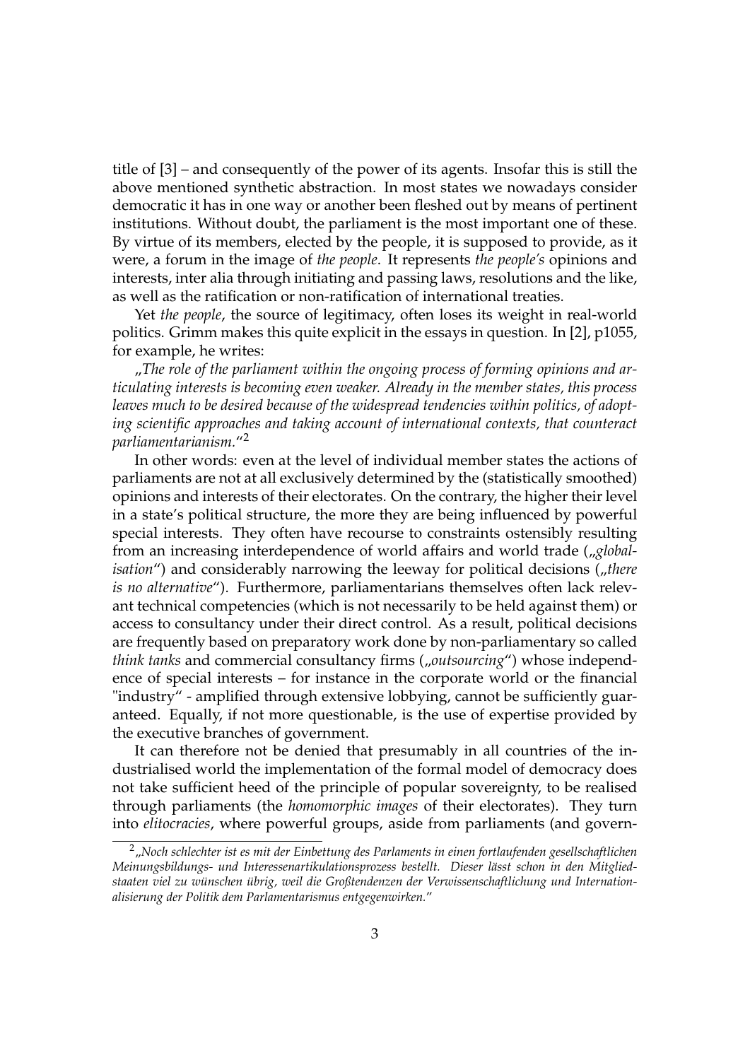title of [3] – and consequently of the power of its agents. Insofar this is still the above mentioned synthetic abstraction. In most states we nowadays consider democratic it has in one way or another been fleshed out by means of pertinent institutions. Without doubt, the parliament is the most important one of these. By virtue of its members, elected by the people, it is supposed to provide, as it were, a forum in the image of *the people*. It represents *the people's* opinions and interests, inter alia through initiating and passing laws, resolutions and the like, as well as the ratification or non-ratification of international treaties.

Yet *the people*, the source of legitimacy, often loses its weight in real-world politics. Grimm makes this quite explicit in the essays in question. In [2], p1055, for example, he writes:

„*The role of the parliament within the ongoing process of forming opinions and articulating interests is becoming even weaker. Already in the member states, this process leaves much to be desired because of the widespread tendencies within politics, of adopting scientific approaches and taking account of international contexts, that counteract parliamentarianism.*“[2]

In other words: even at the level of individual member states the actions of parliaments are not at all exclusively determined by the (statistically smoothed) opinions and interests of their electorates. On the contrary, the higher their level in a state's political structure, the more they are being influenced by powerful special interests. They often have recourse to constraints ostensibly resulting from an increasing interdependence of world affairs and world trade („*globalisation*“) and considerably narrowing the leeway for political decisions („*there is no alternative*“). Furthermore, parliamentarians themselves often lack relevant technical competencies (which is not necessarily to be held against them) or access to consultancy under their direct control. As a result, political decisions are frequently based on preparatory work done by non-parliamentary so called *think tanks* and commercial consultancy firms („*outsourcing*“) whose independence of special interests – for instance in the corporate world or the financial "industry“ - amplified through extensive lobbying, cannot be sufficiently guaranteed. Equally, if not more questionable, is the use of expertise provided by the executive branches of government.

It can therefore not be denied that presumably in all countries of the industrialised world the implementation of the formal model of democracy does not take sufficient heed of the principle of popular sovereignty, to be realised through parliaments (the *homomorphic images* of their electorates). They turn into *elitocracies*, where powerful groups, aside from parliaments (and govern-

[2] „*Noch schlechter ist es mit der Einbettung des Parlaments in einen fortlaufenden gesellschaftlichen Meinungsbildungs- und Interessenartikulationsprozess bestellt. Dieser lässt schon in den Mitgliedstaaten viel zu wünschen übrig, weil die Großtendenzen der Verwissenschaftlichung und Internationalisierung der Politik dem Parlamentarismus entgegenwirken.*“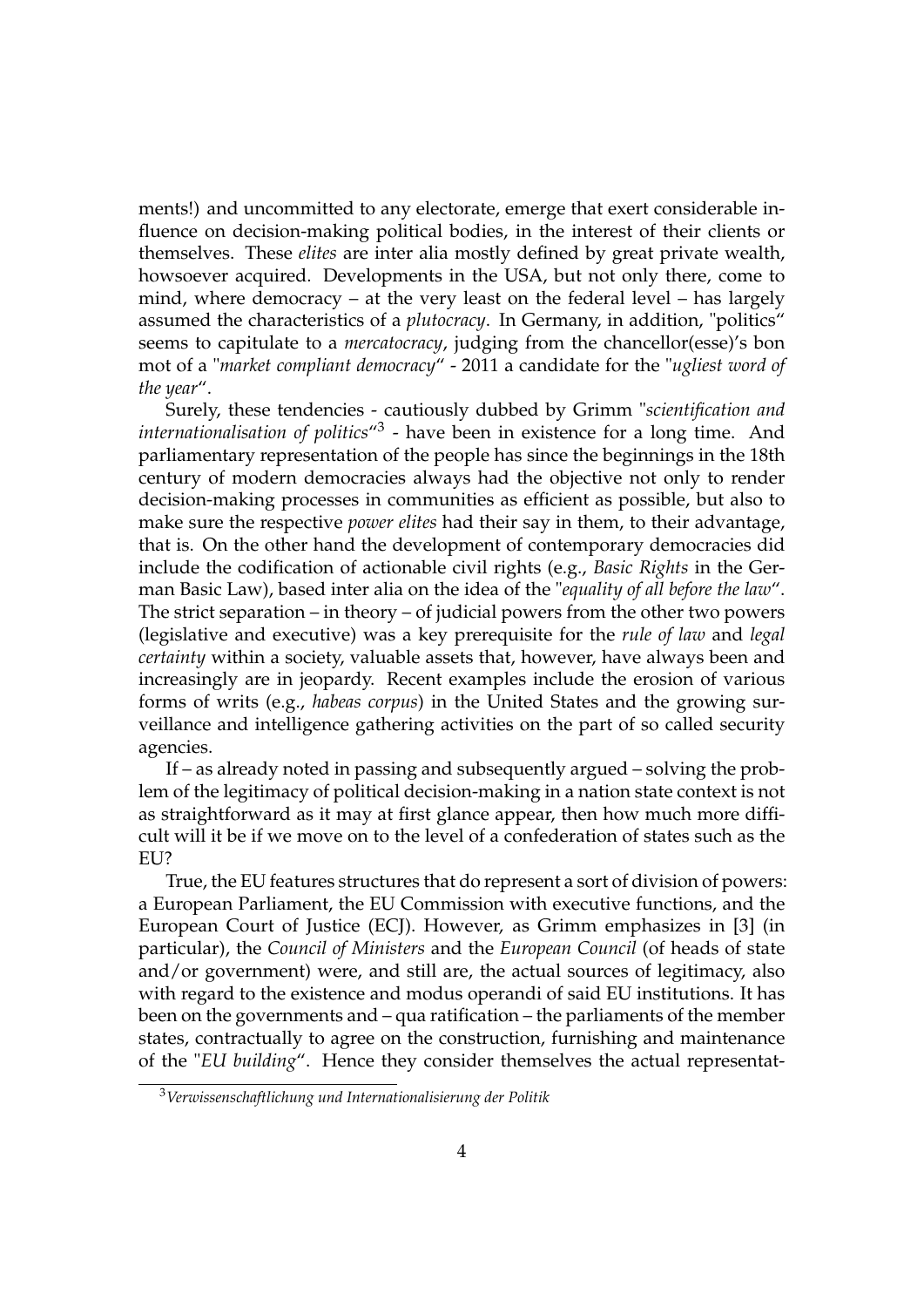ments!) and uncommitted to any electorate, emerge that exert considerable influence on decision-making political bodies, in the interest of their clients or themselves. These *elites* are inter alia mostly defined by great private wealth, howsoever acquired. Developments in the USA, but not only there, come to mind, where democracy – at the very least on the federal level – has largely assumed the characteristics of a *plutocracy*. In Germany, in addition, "politics" seems to capitulate to a *mercatocracy*, judging from the chancellor(esse)'s bon mot of a "*market compliant democracy*" - 2011 a candidate for the "*ugliest word of the year*".

Surely, these tendencies - cautiously dubbed by Grimm "*scientification and internationalisation of politics*"[3] - have been in existence for a long time. And parliamentary representation of the people has since the beginnings in the 18th century of modern democracies always had the objective not only to render decision-making processes in communities as efficient as possible, but also to make sure the respective *power elites* had their say in them, to their advantage, that is. On the other hand the development of contemporary democracies did include the codification of actionable civil rights (e.g., *Basic Rights* in the German Basic Law), based inter alia on the idea of the "*equality of all before the law*". The strict separation – in theory – of judicial powers from the other two powers (legislative and executive) was a key prerequisite for the *rule of law* and *legal certainty* within a society, valuable assets that, however, have always been and increasingly are in jeopardy. Recent examples include the erosion of various forms of writs (e.g., *habeas corpus*) in the United States and the growing surveillance and intelligence gathering activities on the part of so called security agencies.

If – as already noted in passing and subsequently argued – solving the problem of the legitimacy of political decision-making in a nation state context is not as straightforward as it may at first glance appear, then how much more difficult will it be if we move on to the level of a confederation of states such as the EU?

True, the EU features structures that do represent a sort of division of powers: a European Parliament, the EU Commission with executive functions, and the European Court of Justice (ECJ). However, as Grimm emphasizes in [3] (in particular), the *Council of Ministers* and the *European Council* (of heads of state and/or government) were, and still are, the actual sources of legitimacy, also with regard to the existence and modus operandi of said EU institutions. It has been on the governments and – qua ratification – the parliaments of the member states, contractually to agree on the construction, furnishing and maintenance of the "*EU building*". Hence they consider themselves the actual representat-

[3] *Verwissenschaftlichung und Internationalisierung der Politik*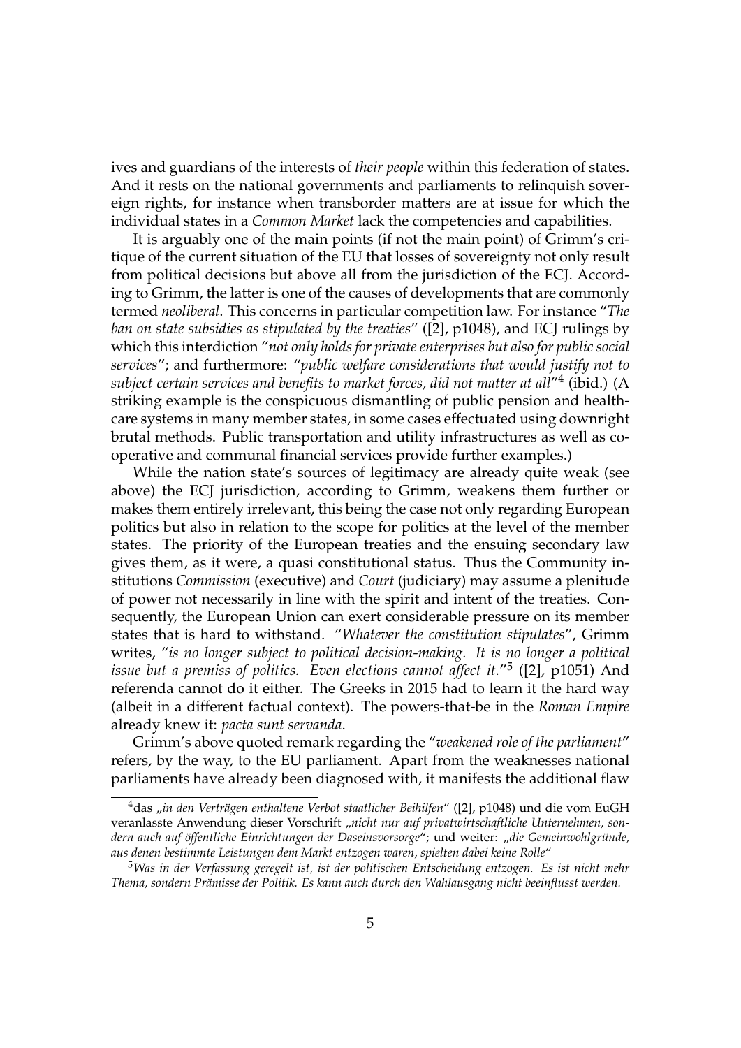ives and guardians of the interests of *their people* within this federation of states. And it rests on the national governments and parliaments to relinquish sovereign rights, for instance when transborder matters are at issue for which the individual states in a *Common Market* lack the competencies and capabilities.

It is arguably one of the main points (if not the main point) of Grimm's critique of the current situation of the EU that losses of sovereignty not only result from political decisions but above all from the jurisdiction of the ECJ. According to Grimm, the latter is one of the causes of developments that are commonly termed *neoliberal*. This concerns in particular competition law. For instance "*The ban on state subsidies as stipulated by the treaties*" ([2], p1048), and ECJ rulings by which this interdiction "*not only holds for private enterprises but also for public social services*"; and furthermore: "*public welfare considerations that would justify not to subject certain services and benefits to market forces, did not matter at all*"[4] (ibid.) (A striking example is the conspicuous dismantling of public pension and healthcare systems in many member states, in some cases effectuated using downright brutal methods. Public transportation and utility infrastructures as well as cooperative and communal financial services provide further examples.)

While the nation state's sources of legitimacy are already quite weak (see above) the ECJ jurisdiction, according to Grimm, weakens them further or makes them entirely irrelevant, this being the case not only regarding European politics but also in relation to the scope for politics at the level of the member states. The priority of the European treaties and the ensuing secondary law gives them, as it were, a quasi constitutional status. Thus the Community institutions *Commission* (executive) and *Court* (judiciary) may assume a plenitude of power not necessarily in line with the spirit and intent of the treaties. Consequently, the European Union can exert considerable pressure on its member states that is hard to withstand. "*Whatever the constitution stipulates*", Grimm writes, "*is no longer subject to political decision-making. It is no longer a political issue but a premiss of politics. Even elections cannot affect it.*"[5] ([2], p1051) And referenda cannot do it either. The Greeks in 2015 had to learn it the hard way (albeit in a different factual context). The powers-that-be in the *Roman Empire* already knew it: *pacta sunt servanda*.

Grimm's above quoted remark regarding the "*weakened role of the parliament*" refers, by the way, to the EU parliament. Apart from the weaknesses national parliaments have already been diagnosed with, it manifests the additional flaw

[4] das „*in den Verträgen enthaltene Verbot staatlicher Beihilfen*" ([2], p1048) und die vom EuGH veranlasste Anwendung dieser Vorschrift „*nicht nur auf privatwirtschaftliche Unternehmen, sondern auch auf öffentliche Einrichtungen der Daseinsvorsorge*"; und weiter: „*die Gemeinwohlgründe, aus denen bestimmte Leistungen dem Markt entzogen waren, spielten dabei keine Rolle*"

[5] *Was in der Verfassung geregelt ist, ist der politischen Entscheidung entzogen. Es ist nicht mehr Thema, sondern Prämisse der Politik. Es kann auch durch den Wahlausgang nicht beeinflusst werden.*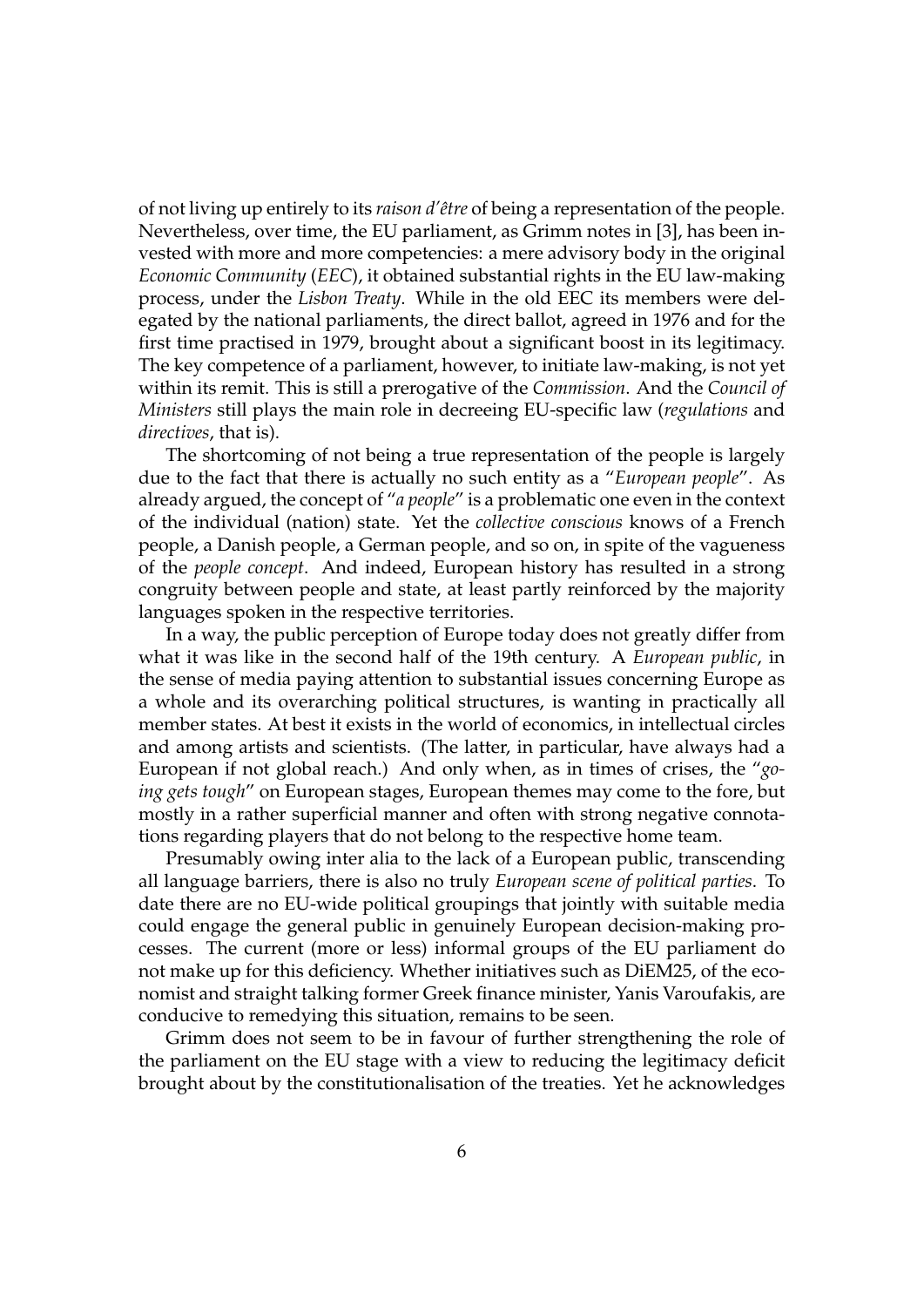of not living up entirely to its *raison d'être* of being a representation of the people. Nevertheless, over time, the EU parliament, as Grimm notes in [3], has been invested with more and more competencies: a mere advisory body in the original *Economic Community* (*EEC*), it obtained substantial rights in the EU law-making process, under the *Lisbon Treaty*. While in the old EEC its members were delegated by the national parliaments, the direct ballot, agreed in 1976 and for the first time practised in 1979, brought about a significant boost in its legitimacy. The key competence of a parliament, however, to initiate law-making, is not yet within its remit. This is still a prerogative of the *Commission*. And the *Council of Ministers* still plays the main role in decreeing EU-specific law (*regulations* and *directives*, that is).

The shortcoming of not being a true representation of the people is largely due to the fact that there is actually no such entity as a "*European people*". As already argued, the concept of "*a people*" is a problematic one even in the context of the individual (nation) state. Yet the *collective conscious* knows of a French people, a Danish people, a German people, and so on, in spite of the vagueness of the *people concept*. And indeed, European history has resulted in a strong congruity between people and state, at least partly reinforced by the majority languages spoken in the respective territories.

In a way, the public perception of Europe today does not greatly differ from what it was like in the second half of the 19th century. A *European public*, in the sense of media paying attention to substantial issues concerning Europe as a whole and its overarching political structures, is wanting in practically all member states. At best it exists in the world of economics, in intellectual circles and among artists and scientists. (The latter, in particular, have always had a European if not global reach.) And only when, as in times of crises, the "*going gets tough*" on European stages, European themes may come to the fore, but mostly in a rather superficial manner and often with strong negative connotations regarding players that do not belong to the respective home team.

Presumably owing inter alia to the lack of a European public, transcending all language barriers, there is also no truly *European scene of political parties*. To date there are no EU-wide political groupings that jointly with suitable media could engage the general public in genuinely European decision-making processes. The current (more or less) informal groups of the EU parliament do not make up for this deficiency. Whether initiatives such as DiEM25, of the economist and straight talking former Greek finance minister, Yanis Varoufakis, are conducive to remedying this situation, remains to be seen.

Grimm does not seem to be in favour of further strengthening the role of the parliament on the EU stage with a view to reducing the legitimacy deficit brought about by the constitutionalisation of the treaties. Yet he acknowledges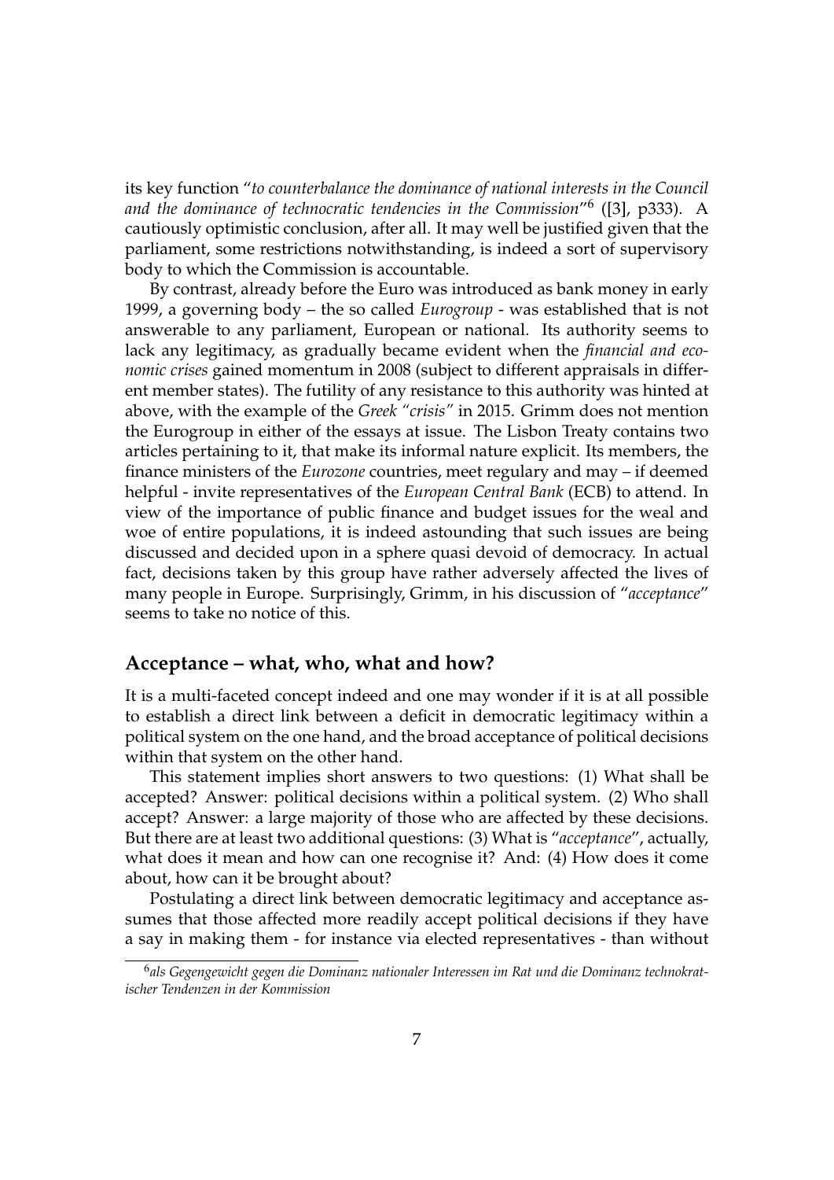its key function "*to counterbalance the dominance of national interests in the Council and the dominance of technocratic tendencies in the Commission*"[6] ([3], p333). A cautiously optimistic conclusion, after all. It may well be justified given that the parliament, some restrictions notwithstanding, is indeed a sort of supervisory body to which the Commission is accountable.

By contrast, already before the Euro was introduced as bank money in early 1999, a governing body – the so called *Eurogroup* - was established that is not answerable to any parliament, European or national. Its authority seems to lack any legitimacy, as gradually became evident when the *financial and economic crises* gained momentum in 2008 (subject to different appraisals in different member states). The futility of any resistance to this authority was hinted at above, with the example of the *Greek "crisis"* in 2015. Grimm does not mention the Eurogroup in either of the essays at issue. The Lisbon Treaty contains two articles pertaining to it, that make its informal nature explicit. Its members, the finance ministers of the *Eurozone* countries, meet regulary and may – if deemed helpful - invite representatives of the *European Central Bank* (ECB) to attend. In view of the importance of public finance and budget issues for the weal and woe of entire populations, it is indeed astounding that such issues are being discussed and decided upon in a sphere quasi devoid of democracy. In actual fact, decisions taken by this group have rather adversely affected the lives of many people in Europe. Surprisingly, Grimm, in his discussion of "*acceptance*" seems to take no notice of this.

## Acceptance – what, who, what and how?

It is a multi-faceted concept indeed and one may wonder if it is at all possible to establish a direct link between a deficit in democratic legitimacy within a political system on the one hand, and the broad acceptance of political decisions within that system on the other hand.

This statement implies short answers to two questions: (1) What shall be accepted? Answer: political decisions within a political system. (2) Who shall accept? Answer: a large majority of those who are affected by these decisions. But there are at least two additional questions: (3) What is "*acceptance*", actually, what does it mean and how can one recognise it? And: (4) How does it come about, how can it be brought about?

Postulating a direct link between democratic legitimacy and acceptance assumes that those affected more readily accept political decisions if they have a say in making them - for instance via elected representatives - than without

[6] *als Gegengewicht gegen die Dominanz nationaler Interessen im Rat und die Dominanz technokratischer Tendenzen in der Kommission*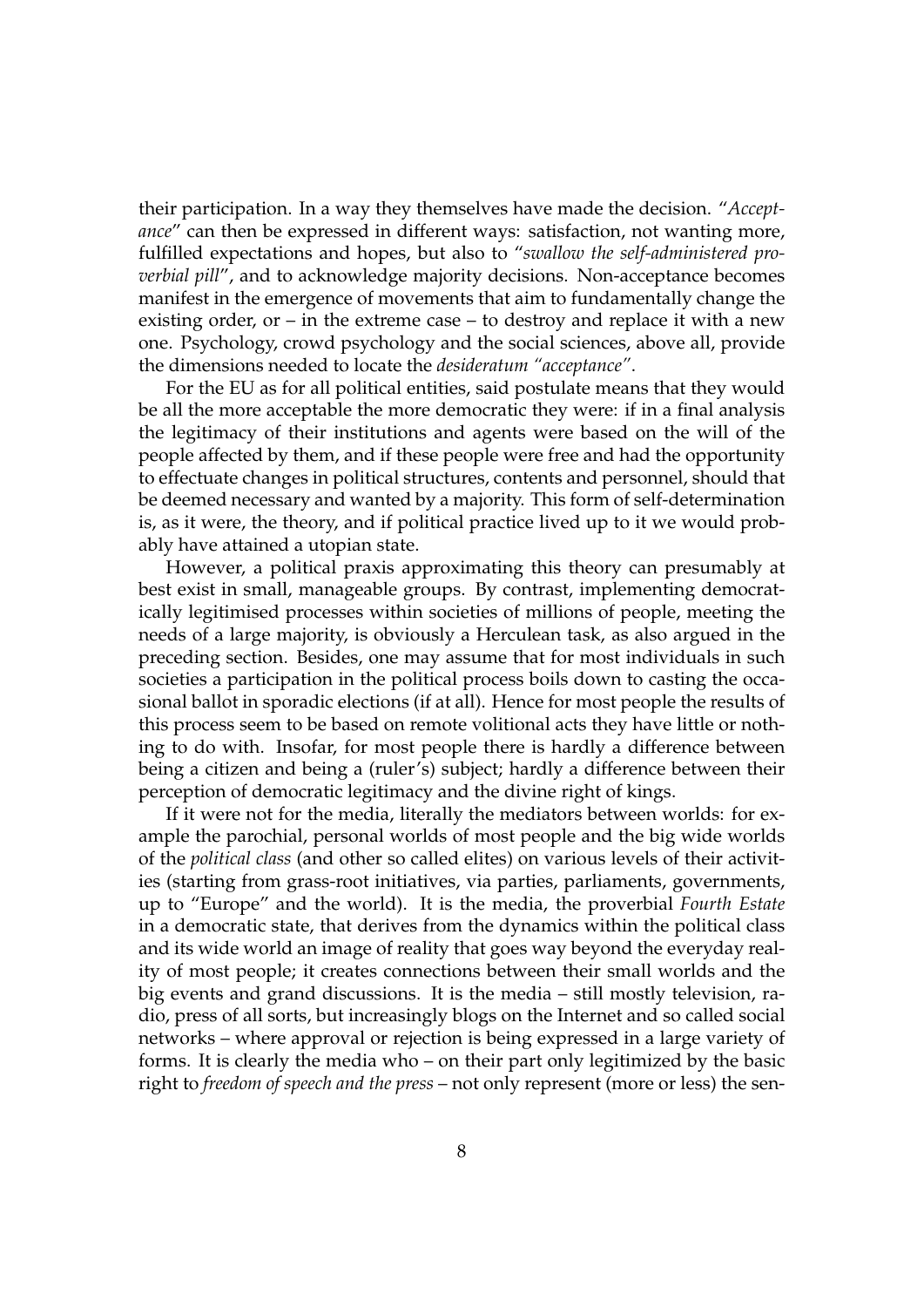their participation. In a way they themselves have made the decision. "*Acceptance*" can then be expressed in different ways: satisfaction, not wanting more, fulfilled expectations and hopes, but also to "*swallow the self-administered proverbial pill*", and to acknowledge majority decisions. Non-acceptance becomes manifest in the emergence of movements that aim to fundamentally change the existing order, or – in the extreme case – to destroy and replace it with a new one. Psychology, crowd psychology and the social sciences, above all, provide the dimensions needed to locate the *desideratum "acceptance"*.

For the EU as for all political entities, said postulate means that they would be all the more acceptable the more democratic they were: if in a final analysis the legitimacy of their institutions and agents were based on the will of the people affected by them, and if these people were free and had the opportunity to effectuate changes in political structures, contents and personnel, should that be deemed necessary and wanted by a majority. This form of self-determination is, as it were, the theory, and if political practice lived up to it we would probably have attained a utopian state.

However, a political praxis approximating this theory can presumably at best exist in small, manageable groups. By contrast, implementing democratically legitimised processes within societies of millions of people, meeting the needs of a large majority, is obviously a Herculean task, as also argued in the preceding section. Besides, one may assume that for most individuals in such societies a participation in the political process boils down to casting the occasional ballot in sporadic elections (if at all). Hence for most people the results of this process seem to be based on remote volitional acts they have little or nothing to do with. Insofar, for most people there is hardly a difference between being a citizen and being a (ruler's) subject; hardly a difference between their perception of democratic legitimacy and the divine right of kings.

If it were not for the media, literally the mediators between worlds: for example the parochial, personal worlds of most people and the big wide worlds of the *political class* (and other so called elites) on various levels of their activities (starting from grass-root initiatives, via parties, parliaments, governments, up to "Europe" and the world). It is the media, the proverbial *Fourth Estate* in a democratic state, that derives from the dynamics within the political class and its wide world an image of reality that goes way beyond the everyday reality of most people; it creates connections between their small worlds and the big events and grand discussions. It is the media – still mostly television, radio, press of all sorts, but increasingly blogs on the Internet and so called social networks – where approval or rejection is being expressed in a large variety of forms. It is clearly the media who – on their part only legitimized by the basic right to *freedom of speech and the press* – not only represent (more or less) the sen-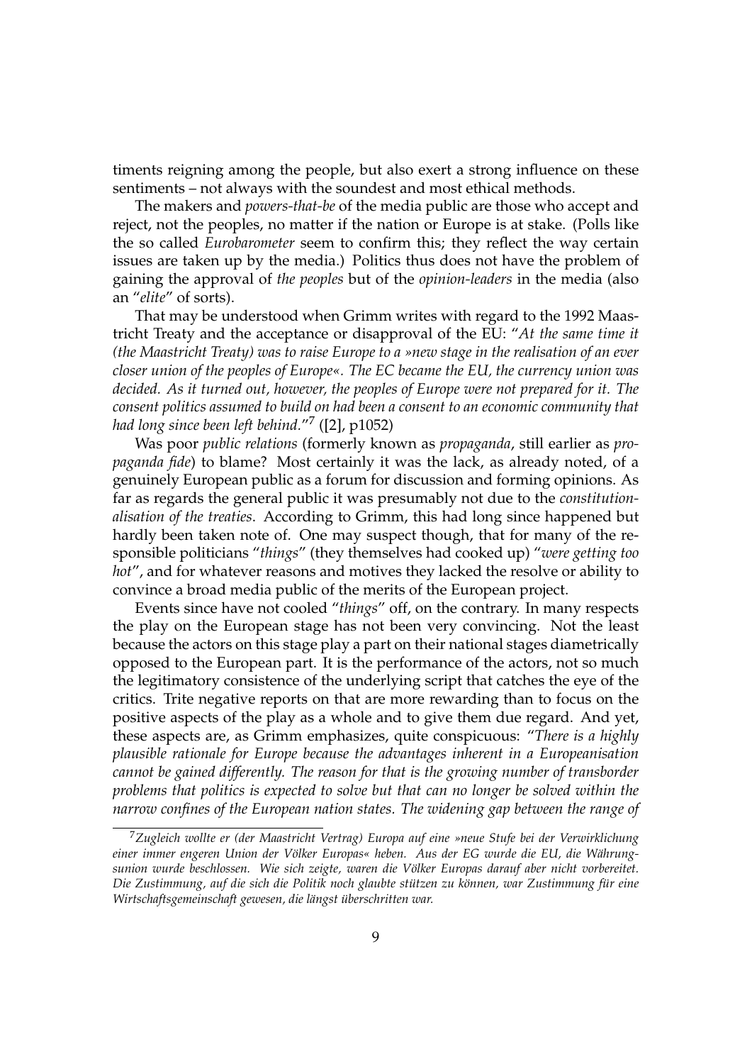timents reigning among the people, but also exert a strong influence on these sentiments – not always with the soundest and most ethical methods.

The makers and *powers-that-be* of the media public are those who accept and reject, not the peoples, no matter if the nation or Europe is at stake. (Polls like the so called *Eurobarometer* seem to confirm this; they reflect the way certain issues are taken up by the media.) Politics thus does not have the problem of gaining the approval of *the peoples* but of the *opinion-leaders* in the media (also an "*elite*" of sorts).

That may be understood when Grimm writes with regard to the 1992 Maastricht Treaty and the acceptance or disapproval of the EU: "*At the same time it (the Maastricht Treaty) was to raise Europe to a »new stage in the realisation of an ever closer union of the peoples of Europe«. The EC became the EU, the currency union was decided. As it turned out, however, the peoples of Europe were not prepared for it. The consent politics assumed to build on had been a consent to an economic community that had long since been left behind.*"[7] ([2], p1052)

Was poor *public relations* (formerly known as *propaganda*, still earlier as *propaganda fide*) to blame? Most certainly it was the lack, as already noted, of a genuinely European public as a forum for discussion and forming opinions. As far as regards the general public it was presumably not due to the *constitutionalisation of the treaties*. According to Grimm, this had long since happened but hardly been taken note of. One may suspect though, that for many of the responsible politicians "*things*" (they themselves had cooked up) "*were getting too hot*", and for whatever reasons and motives they lacked the resolve or ability to convince a broad media public of the merits of the European project.

Events since have not cooled "*things*" off, on the contrary. In many respects the play on the European stage has not been very convincing. Not the least because the actors on this stage play a part on their national stages diametrically opposed to the European part. It is the performance of the actors, not so much the legitimatory consistence of the underlying script that catches the eye of the critics. Trite negative reports on that are more rewarding than to focus on the positive aspects of the play as a whole and to give them due regard. And yet, these aspects are, as Grimm emphasizes, quite conspicuous: "*There is a highly plausible rationale for Europe because the advantages inherent in a Europeanisation cannot be gained differently. The reason for that is the growing number of transborder problems that politics is expected to solve but that can no longer be solved within the narrow confines of the European nation states. The widening gap between the range of*

---

[7] *Zugleich wollte er (der Maastricht Vertrag) Europa auf eine »neue Stufe bei der Verwirklichung einer immer engeren Union der Völker Europas« heben. Aus der EG wurde die EU, die Währungsunion wurde beschlossen. Wie sich zeigte, waren die Völker Europas darauf aber nicht vorbereitet. Die Zustimmung, auf die sich die Politik noch glaubte stützen zu können, war Zustimmung für eine Wirtschaftsgemeinschaft gewesen, die längst überschritten war.*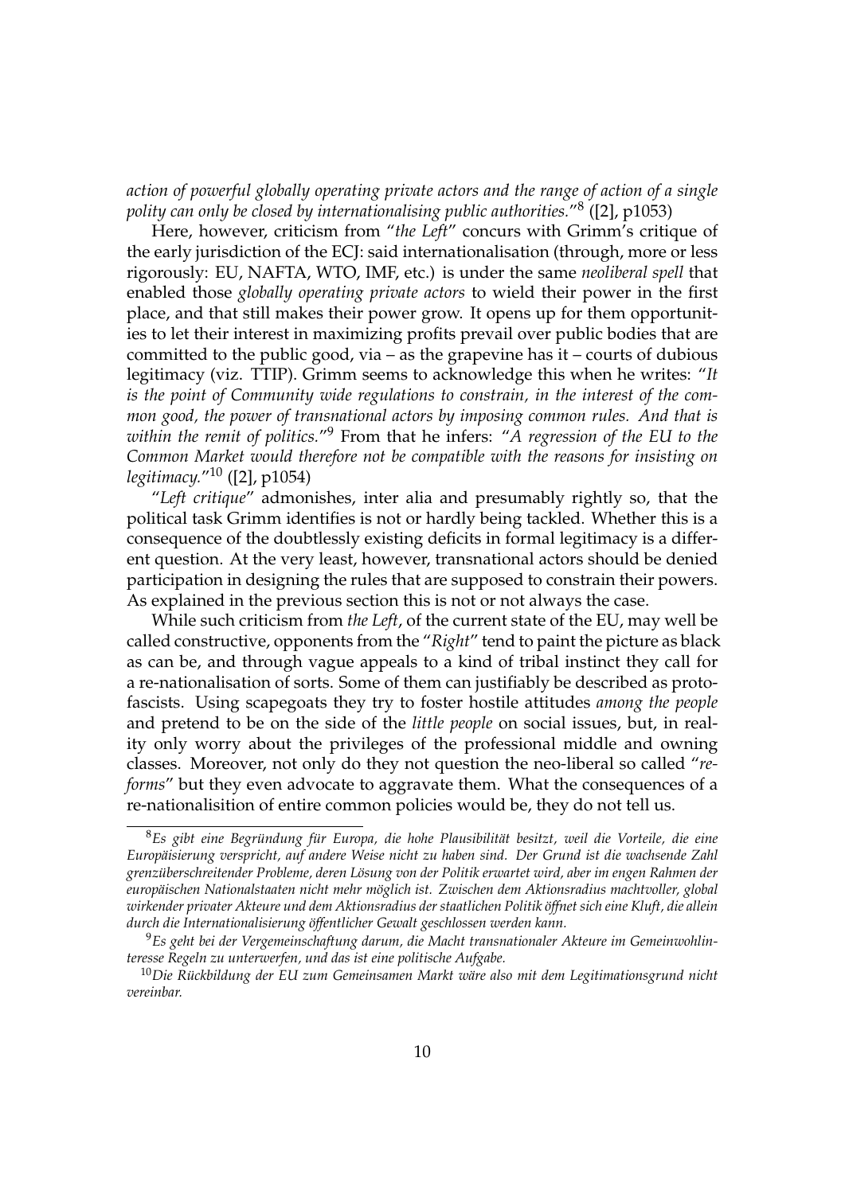*action of powerful globally operating private actors and the range of action of a single polity can only be closed by internationalising public authorities.*"[8] ([2], p1053)

Here, however, criticism from "*the Left*" concurs with Grimm's critique of the early jurisdiction of the ECJ: said internationalisation (through, more or less rigorously: EU, NAFTA, WTO, IMF, etc.) is under the same *neoliberal spell* that enabled those *globally operating private actors* to wield their power in the first place, and that still makes their power grow. It opens up for them opportunities to let their interest in maximizing profits prevail over public bodies that are committed to the public good, via – as the grapevine has it – courts of dubious legitimacy (viz. TTIP). Grimm seems to acknowledge this when he writes: "*It is the point of Community wide regulations to constrain, in the interest of the common good, the power of transnational actors by imposing common rules. And that is within the remit of politics.*"[9] From that he infers: "*A regression of the EU to the Common Market would therefore not be compatible with the reasons for insisting on legitimacy.*"[10] ([2], p1054)

"*Left critique*" admonishes, inter alia and presumably rightly so, that the political task Grimm identifies is not or hardly being tackled. Whether this is a consequence of the doubtlessly existing deficits in formal legitimacy is a different question. At the very least, however, transnational actors should be denied participation in designing the rules that are supposed to constrain their powers. As explained in the previous section this is not or not always the case.

While such criticism from *the Left*, of the current state of the EU, may well be called constructive, opponents from the "*Right*" tend to paint the picture as black as can be, and through vague appeals to a kind of tribal instinct they call for a re-nationalisation of sorts. Some of them can justifiably be described as proto-fascists. Using scapegoats they try to foster hostile attitudes *among the people* and pretend to be on the side of the *little people* on social issues, but, in reality only worry about the privileges of the professional middle and owning classes. Moreover, not only do they not question the neo-liberal so called "*reforms*" but they even advocate to aggravate them. What the consequences of a re-nationalisition of entire common policies would be, they do not tell us.

---

[8] *Es gibt eine Begründung für Europa, die hohe Plausibilität besitzt, weil die Vorteile, die eine Europäisierung verspricht, auf andere Weise nicht zu haben sind. Der Grund ist die wachsende Zahl grenzüberschreitender Probleme, deren Lösung von der Politik erwartet wird, aber im engen Rahmen der europäischen Nationalstaaten nicht mehr möglich ist. Zwischen dem Aktionsradius machtvoller, global wirkender privater Akteure und dem Aktionsradius der staatlichen Politik öffnet sich eine Kluft, die allein durch die Internationalisierung öffentlicher Gewalt geschlossen werden kann.*

[9] *Es geht bei der Vergemeinschaftung darum, die Macht transnationaler Akteure im Gemeinwohlinteresse Regeln zu unterwerfen, und das ist eine politische Aufgabe.*

[10] *Die Rückbildung der EU zum Gemeinsamen Markt wäre also mit dem Legitimationsgrund nicht vereinbar.*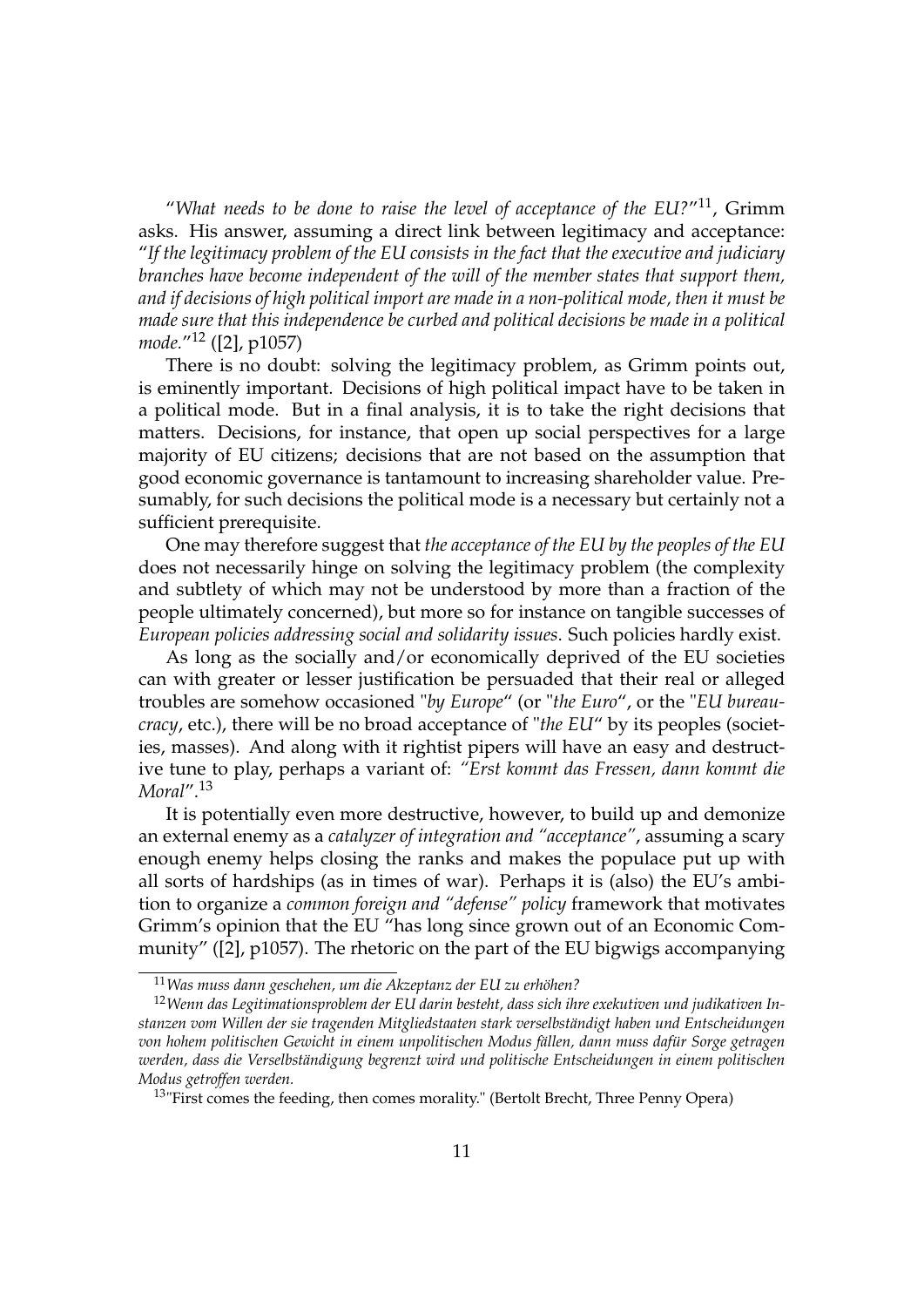"*What needs to be done to raise the level of acceptance of the EU?*"[11], Grimm asks. His answer, assuming a direct link between legitimacy and acceptance: "*If the legitimacy problem of the EU consists in the fact that the executive and judiciary branches have become independent of the will of the member states that support them, and if decisions of high political import are made in a non-political mode, then it must be made sure that this independence be curbed and political decisions be made in a political mode.*"[12] ([2], p1057)

There is no doubt: solving the legitimacy problem, as Grimm points out, is eminently important. Decisions of high political impact have to be taken in a political mode. But in a final analysis, it is to take the right decisions that matters. Decisions, for instance, that open up social perspectives for a large majority of EU citizens; decisions that are not based on the assumption that good economic governance is tantamount to increasing shareholder value. Presumably, for such decisions the political mode is a necessary but certainly not a sufficient prerequisite.

One may therefore suggest that *the acceptance of the EU by the peoples of the EU* does not necessarily hinge on solving the legitimacy problem (the complexity and subtlety of which may not be understood by more than a fraction of the people ultimately concerned), but more so for instance on tangible successes of *European policies addressing social and solidarity issues*. Such policies hardly exist.

As long as the socially and/or economically deprived of the EU societies can with greater or lesser justification be persuaded that their real or alleged troubles are somehow occasioned "*by Europe*" (or "*the Euro*", or the "*EU bureaucracy*, etc.), there will be no broad acceptance of "*the EU*" by its peoples (societies, masses). And along with it rightist pipers will have an easy and destructive tune to play, perhaps a variant of: *"Erst kommt das Fressen, dann kommt die Moral"*.[13]

It is potentially even more destructive, however, to build up and demonize an external enemy as a *catalyzer of integration and "acceptance"*, assuming a scary enough enemy helps closing the ranks and makes the populace put up with all sorts of hardships (as in times of war). Perhaps it is (also) the EU's ambition to organize a *common foreign and "defense" policy* framework that motivates Grimm's opinion that the EU "has long since grown out of an Economic Community" ([2], p1057). The rhetoric on the part of the EU bigwigs accompanying

---

[11] *Was muss dann geschehen, um die Akzeptanz der EU zu erhöhen?*

[12] *Wenn das Legitimationsproblem der EU darin besteht, dass sich ihre exekutiven und judikativen Instanzen vom Willen der sie tragenden Mitgliedstaaten stark verselbständigt haben und Entscheidungen von hohem politischen Gewicht in einem unpolitischen Modus fällen, dann muss dafür Sorge getragen werden, dass die Verselbständigung begrenzt wird und politische Entscheidungen in einem politischen Modus getroffen werden.*

[13] "First comes the feeding, then comes morality." (Bertolt Brecht, Three Penny Opera)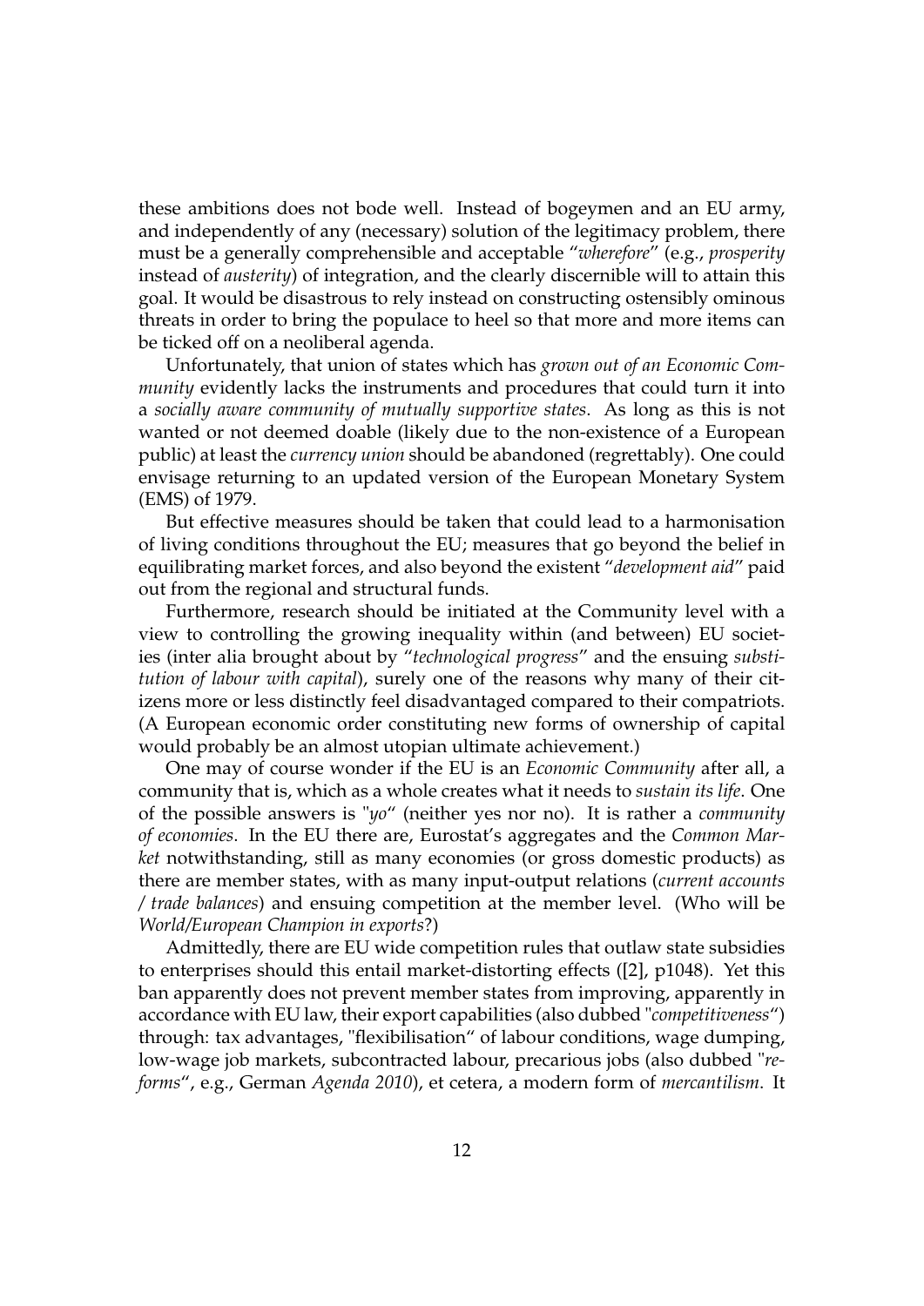these ambitions does not bode well. Instead of bogeymen and an EU army, and independently of any (necessary) solution of the legitimacy problem, there must be a generally comprehensible and acceptable "*wherefore*" (e.g., *prosperity* instead of *austerity*) of integration, and the clearly discernible will to attain this goal. It would be disastrous to rely instead on constructing ostensibly ominous threats in order to bring the populace to heel so that more and more items can be ticked off on a neoliberal agenda.

Unfortunately, that union of states which has *grown out of an Economic Community* evidently lacks the instruments and procedures that could turn it into a *socially aware community of mutually supportive states*. As long as this is not wanted or not deemed doable (likely due to the non-existence of a European public) at least the *currency union* should be abandoned (regrettably). One could envisage returning to an updated version of the European Monetary System (EMS) of 1979.

But effective measures should be taken that could lead to a harmonisation of living conditions throughout the EU; measures that go beyond the belief in equilibrating market forces, and also beyond the existent "*development aid*" paid out from the regional and structural funds.

Furthermore, research should be initiated at the Community level with a view to controlling the growing inequality within (and between) EU societies (inter alia brought about by "*technological progress*" and the ensuing *substitution of labour with capital*), surely one of the reasons why many of their citizens more or less distinctly feel disadvantaged compared to their compatriots. (A European economic order constituting new forms of ownership of capital would probably be an almost utopian ultimate achievement.)

One may of course wonder if the EU is an *Economic Community* after all, a community that is, which as a whole creates what it needs to *sustain its life*. One of the possible answers is "*yo*" (neither yes nor no). It is rather a *community of economies*. In the EU there are, Eurostat's aggregates and the *Common Market* notwithstanding, still as many economies (or gross domestic products) as there are member states, with as many input-output relations (*current accounts / trade balances*) and ensuing competition at the member level. (Who will be *World/European Champion in exports*?)

Admittedly, there are EU wide competition rules that outlaw state subsidies to enterprises should this entail market-distorting effects ([2], p1048). Yet this ban apparently does not prevent member states from improving, apparently in accordance with EU law, their export capabilities (also dubbed "*competitiveness*") through: tax advantages, "flexibilisation" of labour conditions, wage dumping, low-wage job markets, subcontracted labour, precarious jobs (also dubbed "*reforms*", e.g., German *Agenda 2010*), et cetera, a modern form of *mercantilism*. It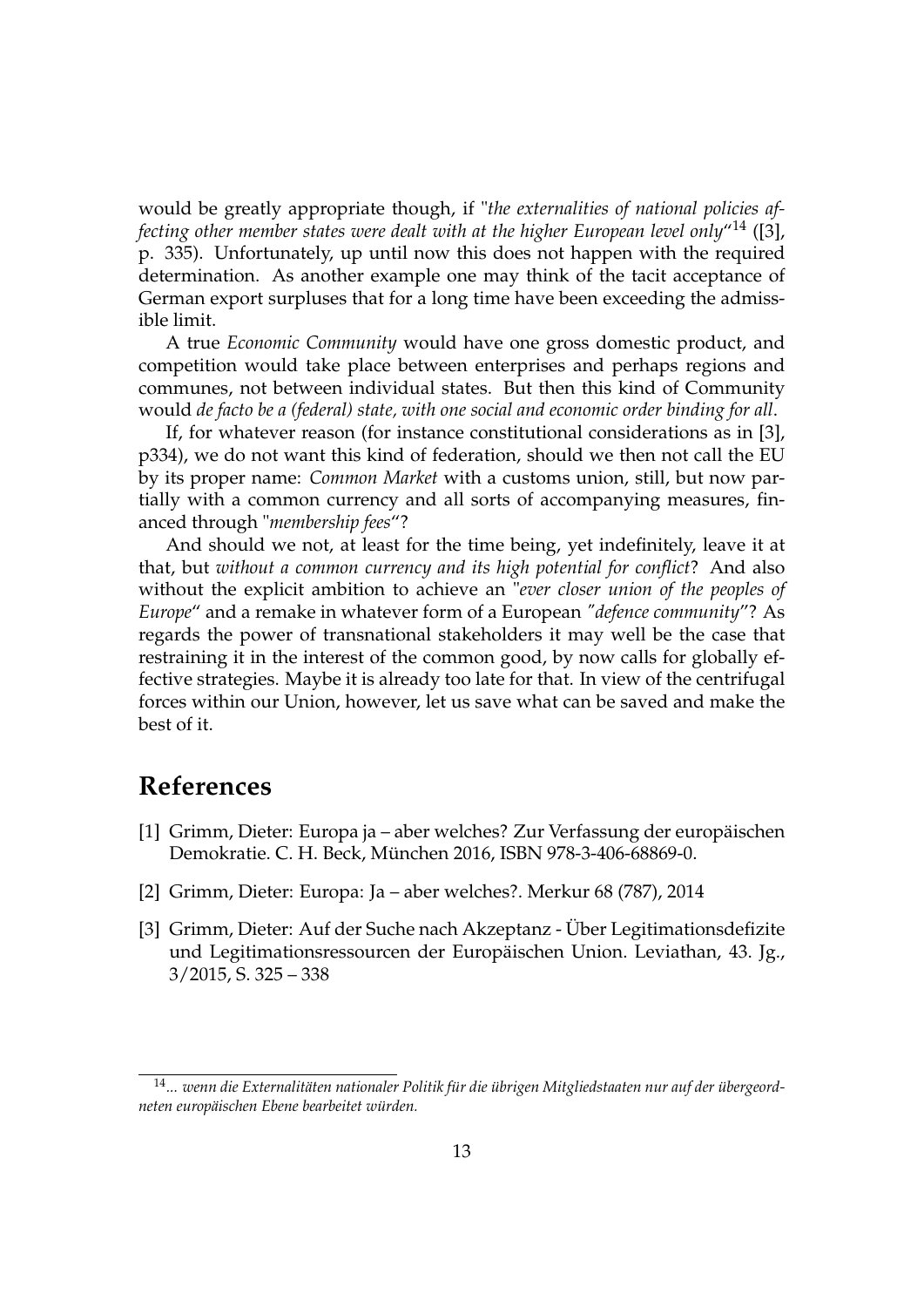would be greatly appropriate though, if "*the externalities of national policies affecting other member states were dealt with at the higher European level only*"[14] ([3], p. 335). Unfortunately, up until now this does not happen with the required determination. As another example one may think of the tacit acceptance of German export surpluses that for a long time have been exceeding the admissible limit.

A true *Economic Community* would have one gross domestic product, and competition would take place between enterprises and perhaps regions and communes, not between individual states. But then this kind of Community would *de facto be a (federal) state, with one social and economic order binding for all*.

If, for whatever reason (for instance constitutional considerations as in [3], p334), we do not want this kind of federation, should we then not call the EU by its proper name: *Common Market* with a customs union, still, but now partially with a common currency and all sorts of accompanying measures, financed through "*membership fees*"?

And should we not, at least for the time being, yet indefinitely, leave it at that, but *without a common currency and its high potential for conflict*? And also without the explicit ambition to achieve an "*ever closer union of the peoples of Europe*" and a remake in whatever form of a European "*defence community*"? As regards the power of transnational stakeholders it may well be the case that restraining it in the interest of the common good, by now calls for globally effective strategies. Maybe it is already too late for that. In view of the centrifugal forces within our Union, however, let us save what can be saved and make the best of it.

## References

[1] Grimm, Dieter: Europa ja – aber welches? Zur Verfassung der europäischen Demokratie. C. H. Beck, München 2016, ISBN 978-3-406-68869-0.

[2] Grimm, Dieter: Europa: Ja – aber welches?. Merkur 68 (787), 2014

[3] Grimm, Dieter: Auf der Suche nach Akzeptanz - Über Legitimationsdefizite und Legitimationsressourcen der Europäischen Union. Leviathan, 43. Jg., 3/2015, S. 325 – 338

[14] *... wenn die Externalitäten nationaler Politik für die übrigen Mitgliedstaaten nur auf der übergeordneten europäischen Ebene bearbeitet würden.*